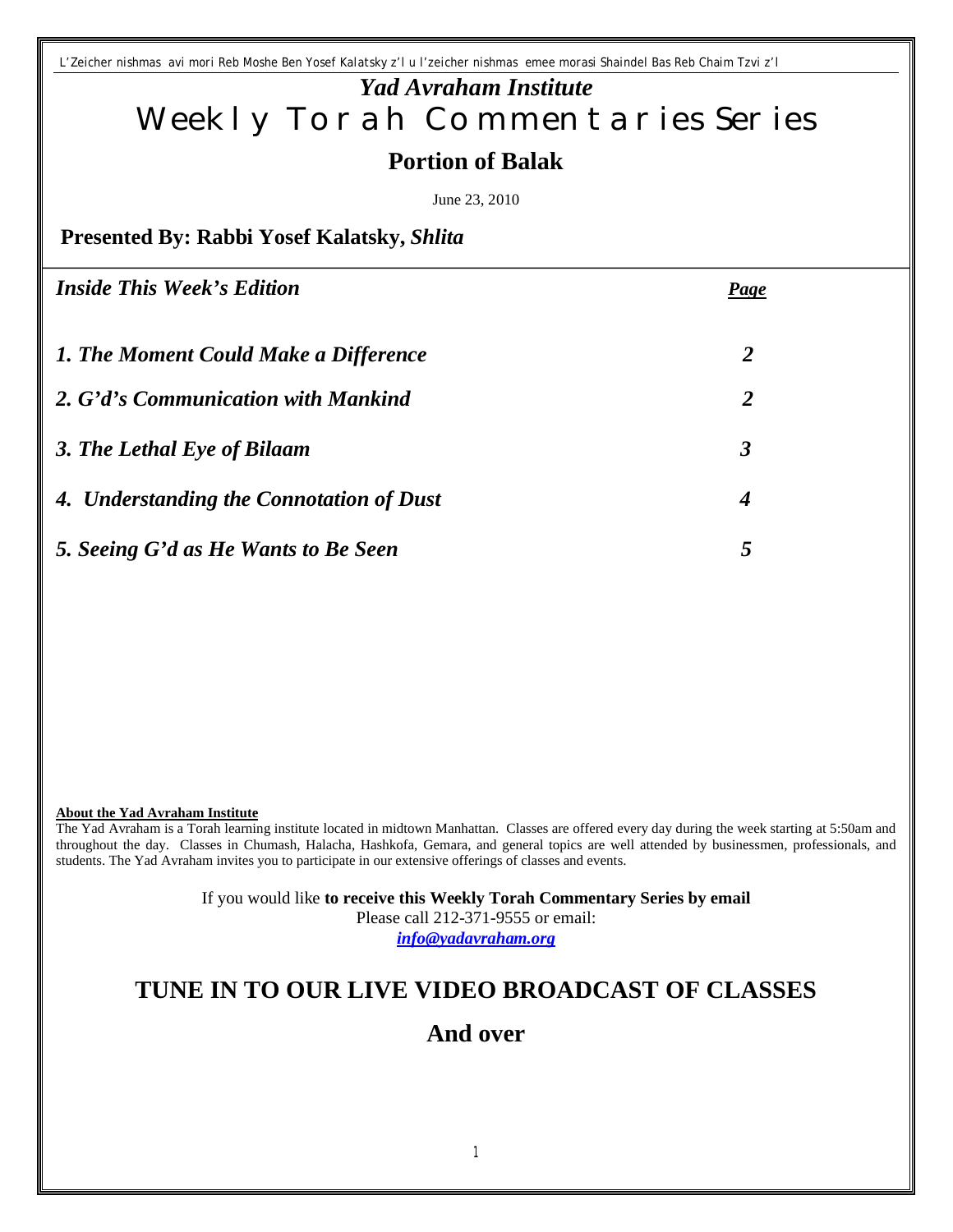L'Zeicher nishmas avi mori Reb Moshe Ben Yosef Kalatsky z'l u l'zeicher nishmas emee morasi Shaindel Bas Reb Chaim Tzvi z'l

# *Yad Avraham Institute*
# Weekly Torah Commentaries Series

## Portion of Balak

June 23, 2010

**Presented By: Rabbi Yosef Kalatsky, *Shlita***

| ***Inside This Week's Edition*** | ***Page*** |
| --- | --- |
| ***1. The Moment Could Make a Difference*** | ***2*** |
| ***2. G'd's Communication with Mankind*** | ***2*** |
| ***3. The Lethal Eye of Bilaam*** | ***3*** |
| ***4. Understanding the Connotation of Dust*** | ***4*** |
| ***5. Seeing G'd as He Wants to Be Seen*** | ***5*** |

**About the Yad Avraham Institute**
The Yad Avraham is a Torah learning institute located in midtown Manhattan. Classes are offered every day during the week starting at 5:50am and throughout the day. Classes in Chumash, Halacha, Hashkofa, Gemara, and general topics are well attended by businessmen, professionals, and students. The Yad Avraham invites you to participate in our extensive offerings of classes and events.

If you would like **to receive this Weekly Torah Commentary Series by email**
Please call 212-371-9555 or email:
***info@yadavraham.org***

## TUNE IN TO OUR LIVE VIDEO BROADCAST OF CLASSES

## And over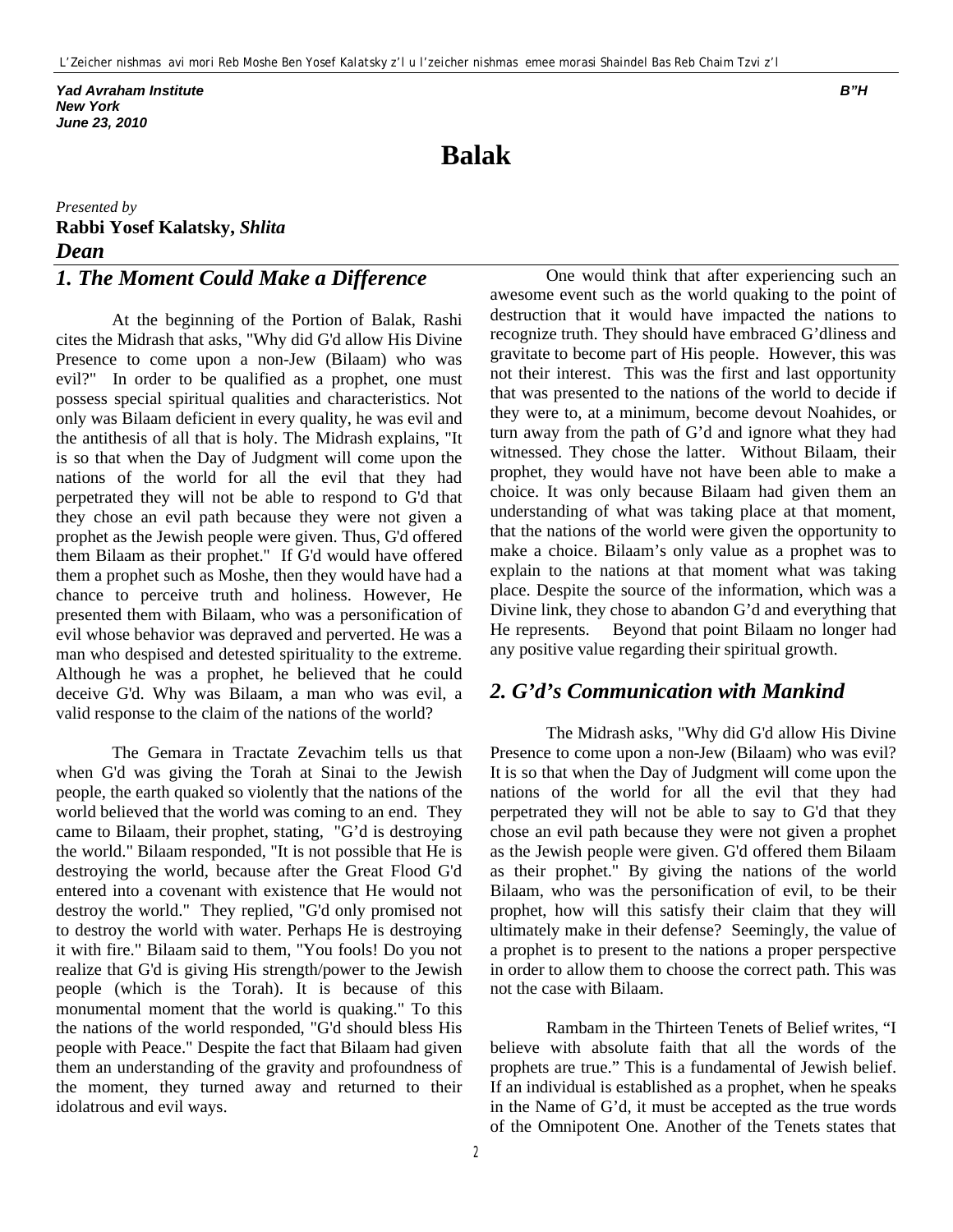L'Zeicher nishmas avi mori Reb Moshe Ben Yosef Kalatsky z'l u l'zeicher nishmas emee morasi Shaindel Bas Reb Chaim Tzvi z'l

***Yad Avraham Institute***
***New York***
***June 23, 2010***

***B"H***

# Balak

*Presented by*
**Rabbi Yosef Kalatsky, *Shlita***
***Dean***

## *1. The Moment Could Make a Difference*

At the beginning of the Portion of Balak, Rashi cites the Midrash that asks, "Why did G'd allow His Divine Presence to come upon a non-Jew (Bilaam) who was evil?" In order to be qualified as a prophet, one must possess special spiritual qualities and characteristics. Not only was Bilaam deficient in every quality, he was evil and the antithesis of all that is holy. The Midrash explains, "It is so that when the Day of Judgment will come upon the nations of the world for all the evil that they had perpetrated they will not be able to respond to G'd that they chose an evil path because they were not given a prophet as the Jewish people were given. Thus, G'd offered them Bilaam as their prophet." If G'd would have offered them a prophet such as Moshe, then they would have had a chance to perceive truth and holiness. However, He presented them with Bilaam, who was a personification of evil whose behavior was depraved and perverted. He was a man who despised and detested spirituality to the extreme. Although he was a prophet, he believed that he could deceive G'd. Why was Bilaam, a man who was evil, a valid response to the claim of the nations of the world?

The Gemara in Tractate Zevachim tells us that when G'd was giving the Torah at Sinai to the Jewish people, the earth quaked so violently that the nations of the world believed that the world was coming to an end. They came to Bilaam, their prophet, stating, "G'd is destroying the world." Bilaam responded, "It is not possible that He is destroying the world, because after the Great Flood G'd entered into a covenant with existence that He would not destroy the world." They replied, "G'd only promised not to destroy the world with water. Perhaps He is destroying it with fire." Bilaam said to them, "You fools! Do you not realize that G'd is giving His strength/power to the Jewish people (which is the Torah). It is because of this monumental moment that the world is quaking." To this the nations of the world responded, "G'd should bless His people with Peace." Despite the fact that Bilaam had given them an understanding of the gravity and profoundness of the moment, they turned away and returned to their idolatrous and evil ways.

One would think that after experiencing such an awesome event such as the world quaking to the point of destruction that it would have impacted the nations to recognize truth. They should have embraced G'dliness and gravitate to become part of His people. However, this was not their interest. This was the first and last opportunity that was presented to the nations of the world to decide if they were to, at a minimum, become devout Noahides, or turn away from the path of G'd and ignore what they had witnessed. They chose the latter. Without Bilaam, their prophet, they would have not have been able to make a choice. It was only because Bilaam had given them an understanding of what was taking place at that moment, that the nations of the world were given the opportunity to make a choice. Bilaam's only value as a prophet was to explain to the nations at that moment what was taking place. Despite the source of the information, which was a Divine link, they chose to abandon G'd and everything that He represents. Beyond that point Bilaam no longer had any positive value regarding their spiritual growth.

## *2. G'd's Communication with Mankind*

The Midrash asks, "Why did G'd allow His Divine Presence to come upon a non-Jew (Bilaam) who was evil? It is so that when the Day of Judgment will come upon the nations of the world for all the evil that they had perpetrated they will not be able to say to G'd that they chose an evil path because they were not given a prophet as the Jewish people were given. G'd offered them Bilaam as their prophet." By giving the nations of the world Bilaam, who was the personification of evil, to be their prophet, how will this satisfy their claim that they will ultimately make in their defense? Seemingly, the value of a prophet is to present to the nations a proper perspective in order to allow them to choose the correct path. This was not the case with Bilaam.

Rambam in the Thirteen Tenets of Belief writes, "I believe with absolute faith that all the words of the prophets are true." This is a fundamental of Jewish belief. If an individual is established as a prophet, when he speaks in the Name of G'd, it must be accepted as the true words of the Omnipotent One. Another of the Tenets states that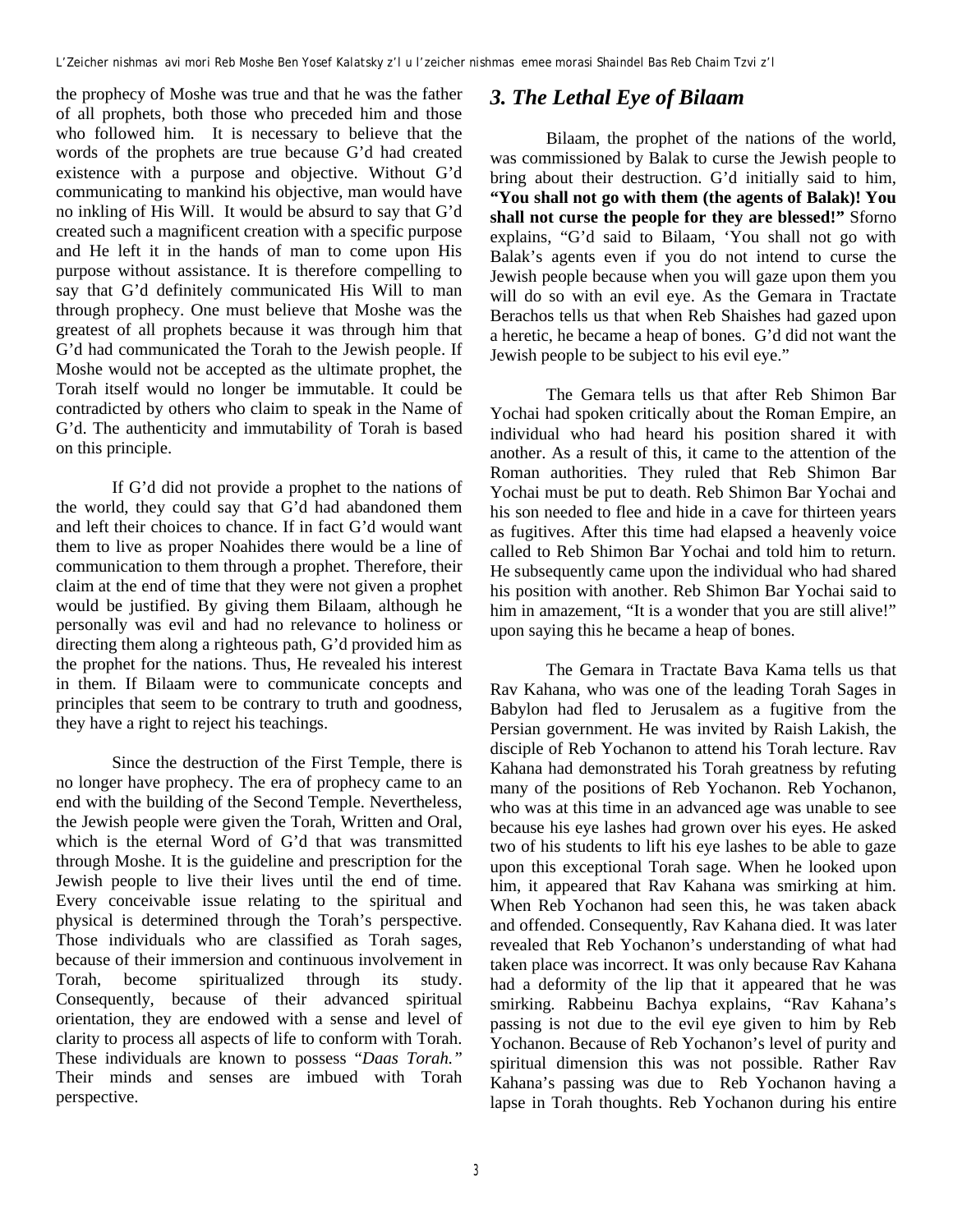the prophecy of Moshe was true and that he was the father of all prophets, both those who preceded him and those who followed him. It is necessary to believe that the words of the prophets are true because G'd had created existence with a purpose and objective. Without G'd communicating to mankind his objective, man would have no inkling of His Will. It would be absurd to say that G'd created such a magnificent creation with a specific purpose and He left it in the hands of man to come upon His purpose without assistance. It is therefore compelling to say that G'd definitely communicated His Will to man through prophecy. One must believe that Moshe was the greatest of all prophets because it was through him that G'd had communicated the Torah to the Jewish people. If Moshe would not be accepted as the ultimate prophet, the Torah itself would no longer be immutable. It could be contradicted by others who claim to speak in the Name of G'd. The authenticity and immutability of Torah is based on this principle.

If G'd did not provide a prophet to the nations of the world, they could say that G'd had abandoned them and left their choices to chance. If in fact G'd would want them to live as proper Noahides there would be a line of communication to them through a prophet. Therefore, their claim at the end of time that they were not given a prophet would be justified. By giving them Bilaam, although he personally was evil and had no relevance to holiness or directing them along a righteous path, G'd provided him as the prophet for the nations. Thus, He revealed his interest in them. If Bilaam were to communicate concepts and principles that seem to be contrary to truth and goodness, they have a right to reject his teachings.

Since the destruction of the First Temple, there is no longer have prophecy. The era of prophecy came to an end with the building of the Second Temple. Nevertheless, the Jewish people were given the Torah, Written and Oral, which is the eternal Word of G'd that was transmitted through Moshe. It is the guideline and prescription for the Jewish people to live their lives until the end of time. Every conceivable issue relating to the spiritual and physical is determined through the Torah's perspective. Those individuals who are classified as Torah sages, because of their immersion and continuous involvement in Torah, become spiritualized through its study. Consequently, because of their advanced spiritual orientation, they are endowed with a sense and level of clarity to process all aspects of life to conform with Torah. These individuals are known to possess "*Daas Torah.*" Their minds and senses are imbued with Torah perspective.

## 3. The Lethal Eye of Bilaam

Bilaam, the prophet of the nations of the world, was commissioned by Balak to curse the Jewish people to bring about their destruction. G'd initially said to him, **"You shall not go with them (the agents of Balak)! You shall not curse the people for they are blessed!"** Sforno explains, "G'd said to Bilaam, 'You shall not go with Balak's agents even if you do not intend to curse the Jewish people because when you will gaze upon them you will do so with an evil eye. As the Gemara in Tractate Berachos tells us that when Reb Shaishes had gazed upon a heretic, he became a heap of bones. G'd did not want the Jewish people to be subject to his evil eye."

The Gemara tells us that after Reb Shimon Bar Yochai had spoken critically about the Roman Empire, an individual who had heard his position shared it with another. As a result of this, it came to the attention of the Roman authorities. They ruled that Reb Shimon Bar Yochai must be put to death. Reb Shimon Bar Yochai and his son needed to flee and hide in a cave for thirteen years as fugitives. After this time had elapsed a heavenly voice called to Reb Shimon Bar Yochai and told him to return. He subsequently came upon the individual who had shared his position with another. Reb Shimon Bar Yochai said to him in amazement, "It is a wonder that you are still alive!" upon saying this he became a heap of bones.

The Gemara in Tractate Bava Kama tells us that Rav Kahana, who was one of the leading Torah Sages in Babylon had fled to Jerusalem as a fugitive from the Persian government. He was invited by Raish Lakish, the disciple of Reb Yochanon to attend his Torah lecture. Rav Kahana had demonstrated his Torah greatness by refuting many of the positions of Reb Yochanon. Reb Yochanon, who was at this time in an advanced age was unable to see because his eye lashes had grown over his eyes. He asked two of his students to lift his eye lashes to be able to gaze upon this exceptional Torah sage. When he looked upon him, it appeared that Rav Kahana was smirking at him. When Reb Yochanon had seen this, he was taken aback and offended. Consequently, Rav Kahana died. It was later revealed that Reb Yochanon's understanding of what had taken place was incorrect. It was only because Rav Kahana had a deformity of the lip that it appeared that he was smirking. Rabbeinu Bachya explains, "Rav Kahana's passing is not due to the evil eye given to him by Reb Yochanon. Because of Reb Yochanon's level of purity and spiritual dimension this was not possible. Rather Rav Kahana's passing was due to Reb Yochanon having a lapse in Torah thoughts. Reb Yochanon during his entire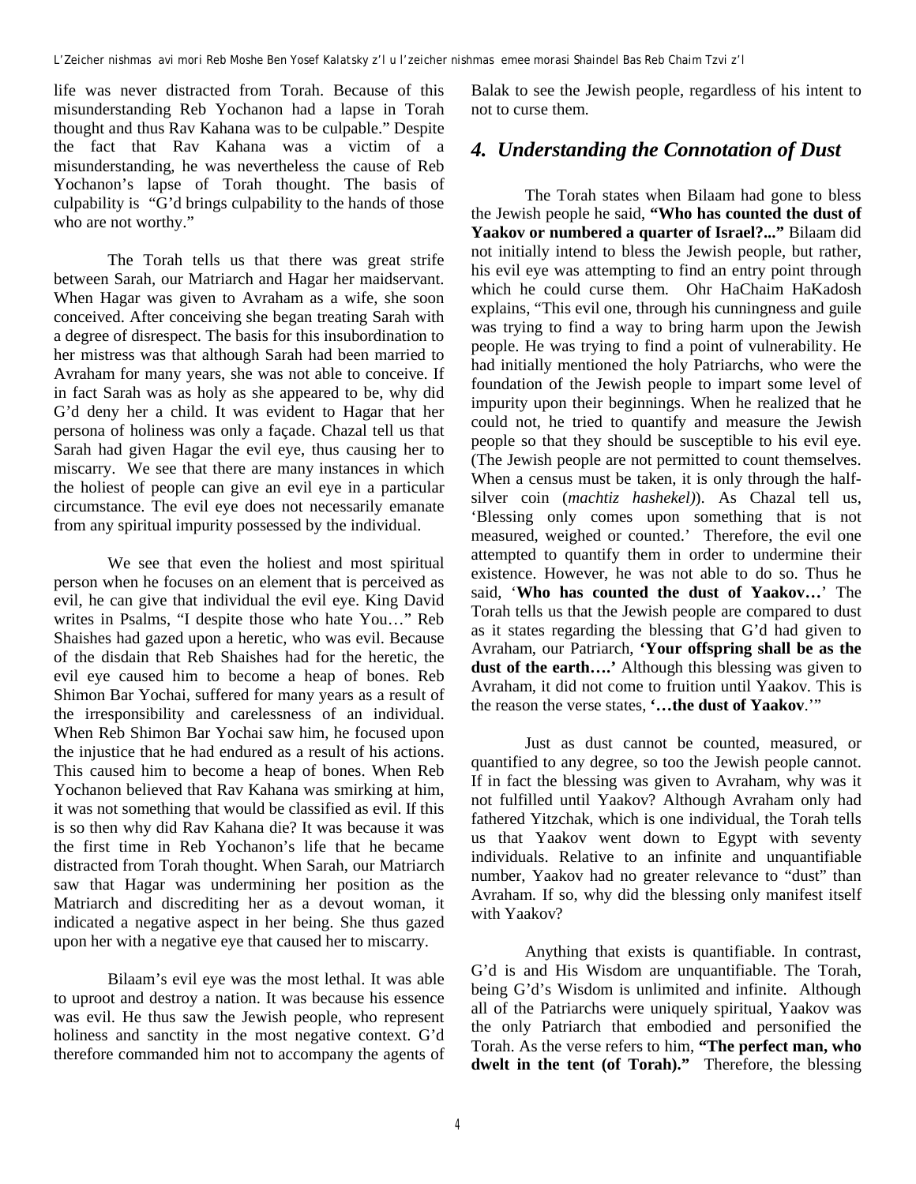life was never distracted from Torah. Because of this misunderstanding Reb Yochanon had a lapse in Torah thought and thus Rav Kahana was to be culpable." Despite the fact that Rav Kahana was a victim of a misunderstanding, he was nevertheless the cause of Reb Yochanon's lapse of Torah thought. The basis of culpability is "G'd brings culpability to the hands of those who are not worthy."

The Torah tells us that there was great strife between Sarah, our Matriarch and Hagar her maidservant. When Hagar was given to Avraham as a wife, she soon conceived. After conceiving she began treating Sarah with a degree of disrespect. The basis for this insubordination to her mistress was that although Sarah had been married to Avraham for many years, she was not able to conceive. If in fact Sarah was as holy as she appeared to be, why did G'd deny her a child. It was evident to Hagar that her persona of holiness was only a façade. Chazal tell us that Sarah had given Hagar the evil eye, thus causing her to miscarry. We see that there are many instances in which the holiest of people can give an evil eye in a particular circumstance. The evil eye does not necessarily emanate from any spiritual impurity possessed by the individual.

We see that even the holiest and most spiritual person when he focuses on an element that is perceived as evil, he can give that individual the evil eye. King David writes in Psalms, "I despite those who hate You…" Reb Shaishes had gazed upon a heretic, who was evil. Because of the disdain that Reb Shaishes had for the heretic, the evil eye caused him to become a heap of bones. Reb Shimon Bar Yochai, suffered for many years as a result of the irresponsibility and carelessness of an individual. When Reb Shimon Bar Yochai saw him, he focused upon the injustice that he had endured as a result of his actions. This caused him to become a heap of bones. When Reb Yochanon believed that Rav Kahana was smirking at him, it was not something that would be classified as evil. If this is so then why did Rav Kahana die? It was because it was the first time in Reb Yochanon's life that he became distracted from Torah thought. When Sarah, our Matriarch saw that Hagar was undermining her position as the Matriarch and discrediting her as a devout woman, it indicated a negative aspect in her being. She thus gazed upon her with a negative eye that caused her to miscarry.

Bilaam's evil eye was the most lethal. It was able to uproot and destroy a nation. It was because his essence was evil. He thus saw the Jewish people, who represent holiness and sanctity in the most negative context. G'd therefore commanded him not to accompany the agents of Balak to see the Jewish people, regardless of his intent to not to curse them.

## *4. Understanding the Connotation of Dust*

The Torah states when Bilaam had gone to bless the Jewish people he said, **"Who has counted the dust of Yaakov or numbered a quarter of Israel?..."** Bilaam did not initially intend to bless the Jewish people, but rather, his evil eye was attempting to find an entry point through which he could curse them. Ohr HaChaim HaKadosh explains, "This evil one, through his cunningness and guile was trying to find a way to bring harm upon the Jewish people. He was trying to find a point of vulnerability. He had initially mentioned the holy Patriarchs, who were the foundation of the Jewish people to impart some level of impurity upon their beginnings. When he realized that he could not, he tried to quantify and measure the Jewish people so that they should be susceptible to his evil eye. (The Jewish people are not permitted to count themselves. When a census must be taken, it is only through the half-silver coin (*machtiz hashekel*)). As Chazal tell us, 'Blessing only comes upon something that is not measured, weighed or counted.' Therefore, the evil one attempted to quantify them in order to undermine their existence. However, he was not able to do so. Thus he said, '**Who has counted the dust of Yaakov…**' The Torah tells us that the Jewish people are compared to dust as it states regarding the blessing that G'd had given to Avraham, our Patriarch, **'Your offspring shall be as the dust of the earth….'** Although this blessing was given to Avraham, it did not come to fruition until Yaakov. This is the reason the verse states, **'…the dust of Yaakov**.'"

Just as dust cannot be counted, measured, or quantified to any degree, so too the Jewish people cannot. If in fact the blessing was given to Avraham, why was it not fulfilled until Yaakov? Although Avraham only had fathered Yitzchak, which is one individual, the Torah tells us that Yaakov went down to Egypt with seventy individuals. Relative to an infinite and unquantifiable number, Yaakov had no greater relevance to "dust" than Avraham. If so, why did the blessing only manifest itself with Yaakov?

Anything that exists is quantifiable. In contrast, G'd is and His Wisdom are unquantifiable. The Torah, being G'd's Wisdom is unlimited and infinite. Although all of the Patriarchs were uniquely spiritual, Yaakov was the only Patriarch that embodied and personified the Torah. As the verse refers to him, **"The perfect man, who dwelt in the tent (of Torah)."** Therefore, the blessing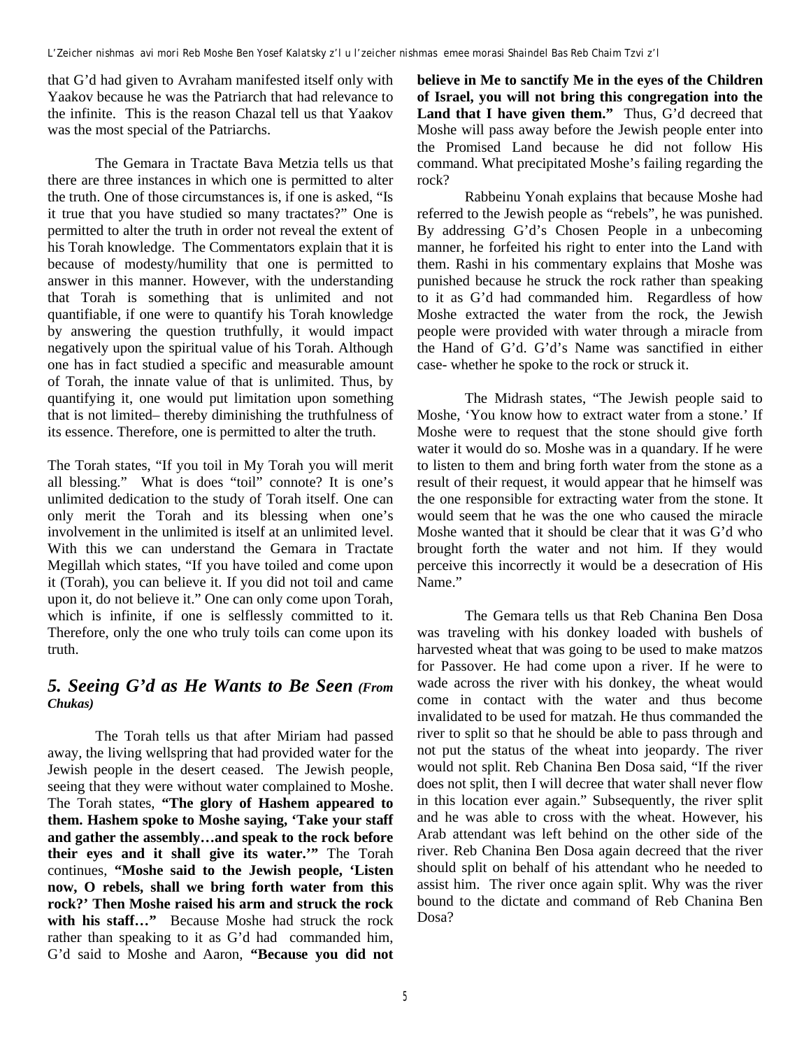that G'd had given to Avraham manifested itself only with Yaakov because he was the Patriarch that had relevance to the infinite. This is the reason Chazal tell us that Yaakov was the most special of the Patriarchs.

The Gemara in Tractate Bava Metzia tells us that there are three instances in which one is permitted to alter the truth. One of those circumstances is, if one is asked, "Is it true that you have studied so many tractates?" One is permitted to alter the truth in order not reveal the extent of his Torah knowledge. The Commentators explain that it is because of modesty/humility that one is permitted to answer in this manner. However, with the understanding that Torah is something that is unlimited and not quantifiable, if one were to quantify his Torah knowledge by answering the question truthfully, it would impact negatively upon the spiritual value of his Torah. Although one has in fact studied a specific and measurable amount of Torah, the innate value of that is unlimited. Thus, by quantifying it, one would put limitation upon something that is not limited– thereby diminishing the truthfulness of its essence. Therefore, one is permitted to alter the truth.

The Torah states, "If you toil in My Torah you will merit all blessing." What is does "toil" connote? It is one's unlimited dedication to the study of Torah itself. One can only merit the Torah and its blessing when one's involvement in the unlimited is itself at an unlimited level. With this we can understand the Gemara in Tractate Megillah which states, "If you have toiled and come upon it (Torah), you can believe it. If you did not toil and came upon it, do not believe it." One can only come upon Torah, which is infinite, if one is selflessly committed to it. Therefore, only the one who truly toils can come upon its truth.

## *5. Seeing G'd as He Wants to Be Seen* *(From Chukas)*

The Torah tells us that after Miriam had passed away, the living wellspring that had provided water for the Jewish people in the desert ceased. The Jewish people, seeing that they were without water complained to Moshe. The Torah states, **"The glory of Hashem appeared to them. Hashem spoke to Moshe saying, 'Take your staff and gather the assembly…and speak to the rock before their eyes and it shall give its water.'"** The Torah continues, **"Moshe said to the Jewish people, 'Listen now, O rebels, shall we bring forth water from this rock?' Then Moshe raised his arm and struck the rock with his staff…"** Because Moshe had struck the rock rather than speaking to it as G'd had commanded him, G'd said to Moshe and Aaron, **"Because you did not believe in Me to sanctify Me in the eyes of the Children of Israel, you will not bring this congregation into the Land that I have given them."** Thus, G'd decreed that Moshe will pass away before the Jewish people enter into the Promised Land because he did not follow His command. What precipitated Moshe's failing regarding the rock?

Rabbeinu Yonah explains that because Moshe had referred to the Jewish people as "rebels", he was punished. By addressing G'd's Chosen People in a unbecoming manner, he forfeited his right to enter into the Land with them. Rashi in his commentary explains that Moshe was punished because he struck the rock rather than speaking to it as G'd had commanded him. Regardless of how Moshe extracted the water from the rock, the Jewish people were provided with water through a miracle from the Hand of G'd. G'd's Name was sanctified in either case- whether he spoke to the rock or struck it.

The Midrash states, "The Jewish people said to Moshe, 'You know how to extract water from a stone.' If Moshe were to request that the stone should give forth water it would do so. Moshe was in a quandary. If he were to listen to them and bring forth water from the stone as a result of their request, it would appear that he himself was the one responsible for extracting water from the stone. It would seem that he was the one who caused the miracle Moshe wanted that it should be clear that it was G'd who brought forth the water and not him. If they would perceive this incorrectly it would be a desecration of His Name."

The Gemara tells us that Reb Chanina Ben Dosa was traveling with his donkey loaded with bushels of harvested wheat that was going to be used to make matzos for Passover. He had come upon a river. If he were to wade across the river with his donkey, the wheat would come in contact with the water and thus become invalidated to be used for matzah. He thus commanded the river to split so that he should be able to pass through and not put the status of the wheat into jeopardy. The river would not split. Reb Chanina Ben Dosa said, "If the river does not split, then I will decree that water shall never flow in this location ever again." Subsequently, the river split and he was able to cross with the wheat. However, his Arab attendant was left behind on the other side of the river. Reb Chanina Ben Dosa again decreed that the river should split on behalf of his attendant who he needed to assist him. The river once again split. Why was the river bound to the dictate and command of Reb Chanina Ben Dosa?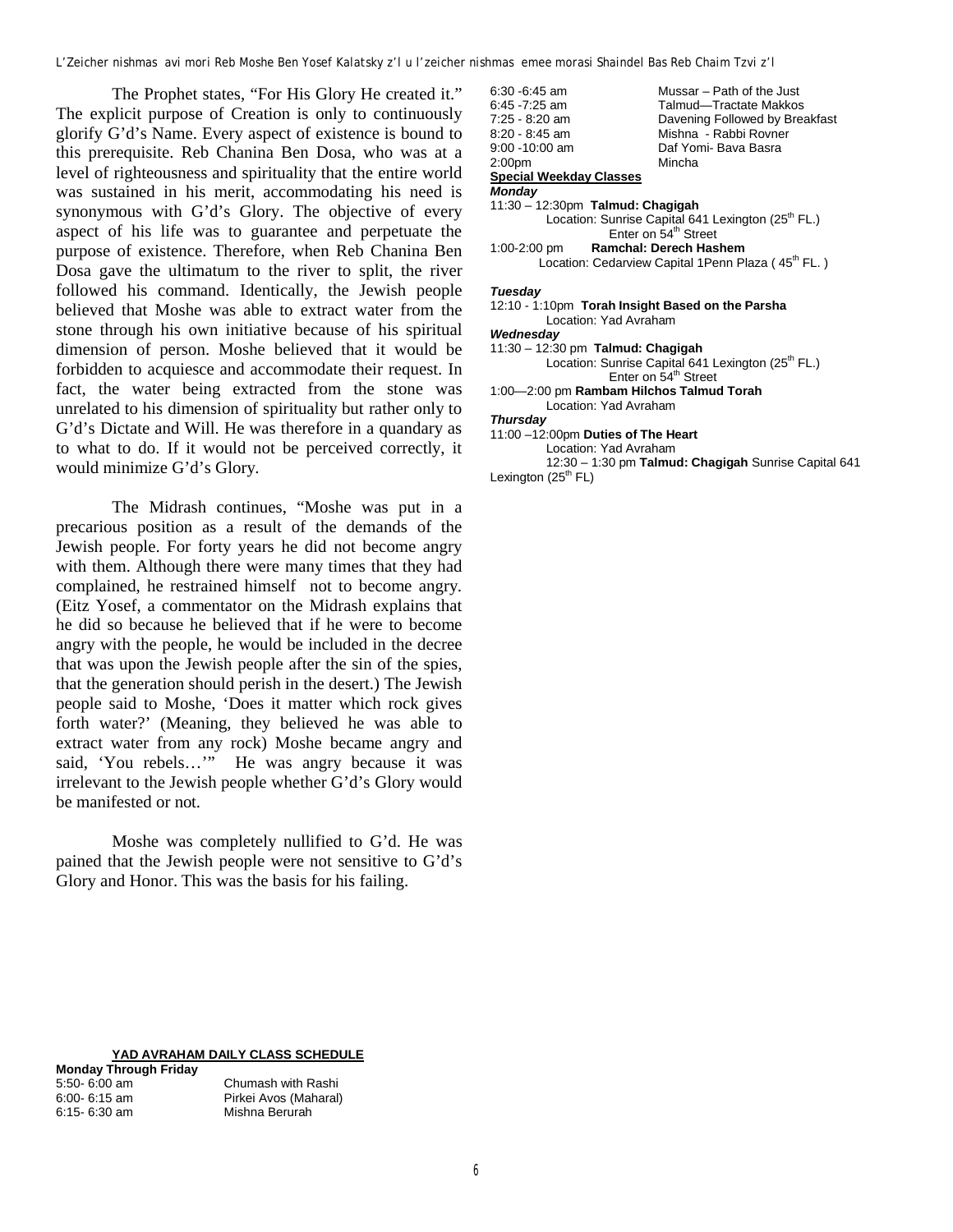L'Zeicher nishmas avi mori Reb Moshe Ben Yosef Kalatsky z'l u l'zeicher nishmas emee morasi Shaindel Bas Reb Chaim Tzvi z'l

The Prophet states, "For His Glory He created it." The explicit purpose of Creation is only to continuously glorify G'd's Name. Every aspect of existence is bound to this prerequisite. Reb Chanina Ben Dosa, who was at a level of righteousness and spirituality that the entire world was sustained in his merit, accommodating his need is synonymous with G'd's Glory. The objective of every aspect of his life was to guarantee and perpetuate the purpose of existence. Therefore, when Reb Chanina Ben Dosa gave the ultimatum to the river to split, the river followed his command. Identically, the Jewish people believed that Moshe was able to extract water from the stone through his own initiative because of his spiritual dimension of person. Moshe believed that it would be forbidden to acquiesce and accommodate their request. In fact, the water being extracted from the stone was unrelated to his dimension of spirituality but rather only to G'd's Dictate and Will. He was therefore in a quandary as to what to do. If it would not be perceived correctly, it would minimize G'd's Glory.

The Midrash continues, "Moshe was put in a precarious position as a result of the demands of the Jewish people. For forty years he did not become angry with them. Although there were many times that they had complained, he restrained himself not to become angry. (Eitz Yosef, a commentator on the Midrash explains that he did so because he believed that if he were to become angry with the people, he would be included in the decree that was upon the Jewish people after the sin of the spies, that the generation should perish in the desert.) The Jewish people said to Moshe, 'Does it matter which rock gives forth water?' (Meaning, they believed he was able to extract water from any rock) Moshe became angry and said, 'You rebels…'" He was angry because it was irrelevant to the Jewish people whether G'd's Glory would be manifested or not.

Moshe was completely nullified to G'd. He was pained that the Jewish people were not sensitive to G'd's Glory and Honor. This was the basis for his failing.

**YAD AVRAHAM DAILY CLASS SCHEDULE**

**Monday Through Friday**

| | |
|---|---|
| 5:50- 6:00 am | Chumash with Rashi |
| 6:00- 6:15 am | Pirkei Avos (Maharal) |
| 6:15- 6:30 am | Mishna Berurah |
| 6:30 -6:45 am | Mussar – Path of the Just |
| 6:45 -7:25 am | Talmud—Tractate Makkos |
| 7:25 - 8:20 am | Davening Followed by Breakfast |
| 8:20 - 8:45 am | Mishna - Rabbi Rovner |
| 9:00 -10:00 am | Daf Yomi- Bava Basra |
| 2:00pm | Mincha |

**Special Weekday Classes**

***Monday***

11:30 – 12:30pm **Talmud: Chagigah**
Location: Sunrise Capital 641 Lexington (25th FL.)
Enter on 54th Street

1:00-2:00 pm **Ramchal: Derech Hashem**
Location: Cedarview Capital 1Penn Plaza ( 45th FL. )

***Tuesday***

12:10 - 1:10pm **Torah Insight Based on the Parsha**
Location: Yad Avraham

***Wednesday***

11:30 – 12:30 pm **Talmud: Chagigah**
Location: Sunrise Capital 641 Lexington (25th FL.)
Enter on 54th Street

1:00—2:00 pm **Rambam Hilchos Talmud Torah**
Location: Yad Avraham

***Thursday***

11:00 –12:00pm **Duties of The Heart**
Location: Yad Avraham

12:30 – 1:30 pm **Talmud: Chagigah** Sunrise Capital 641 Lexington (25th FL)